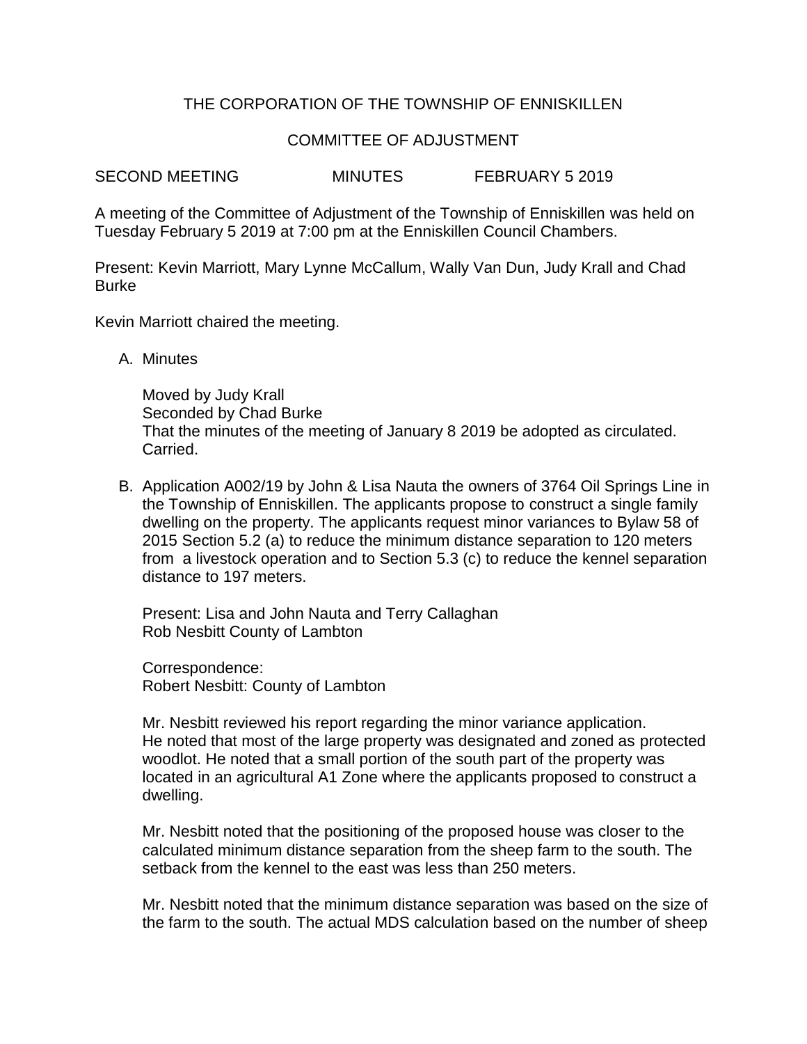THE CORPORATION OF THE TOWNSHIP OF ENNISKILLEN

COMMITTEE OF ADJUSTMENT

SECOND MEETING MINUTES FEBRUARY 5 2019

A meeting of the Committee of Adjustment of the Township of Enniskillen was held on Tuesday February 5 2019 at 7:00 pm at the Enniskillen Council Chambers.

Present: Kevin Marriott, Mary Lynne McCallum, Wally Van Dun, Judy Krall and Chad Burke

Kevin Marriott chaired the meeting.

A. Minutes

   Moved by Judy Krall
   Seconded by Chad Burke
   That the minutes of the meeting of January 8 2019 be adopted as circulated.
   Carried.

B. Application A002/19 by John & Lisa Nauta the owners of 3764 Oil Springs Line in the Township of Enniskillen. The applicants propose to construct a single family dwelling on the property. The applicants request minor variances to Bylaw 58 of 2015 Section 5.2 (a) to reduce the minimum distance separation to 120 meters from a livestock operation and to Section 5.3 (c) to reduce the kennel separation distance to 197 meters.

   Present: Lisa and John Nauta and Terry Callaghan
   Rob Nesbitt County of Lambton

   Correspondence:
   Robert Nesbitt: County of Lambton

   Mr. Nesbitt reviewed his report regarding the minor variance application. He noted that most of the large property was designated and zoned as protected woodlot. He noted that a small portion of the south part of the property was located in an agricultural A1 Zone where the applicants proposed to construct a dwelling.

   Mr. Nesbitt noted that the positioning of the proposed house was closer to the calculated minimum distance separation from the sheep farm to the south. The setback from the kennel to the east was less than 250 meters.

   Mr. Nesbitt noted that the minimum distance separation was based on the size of the farm to the south. The actual MDS calculation based on the number of sheep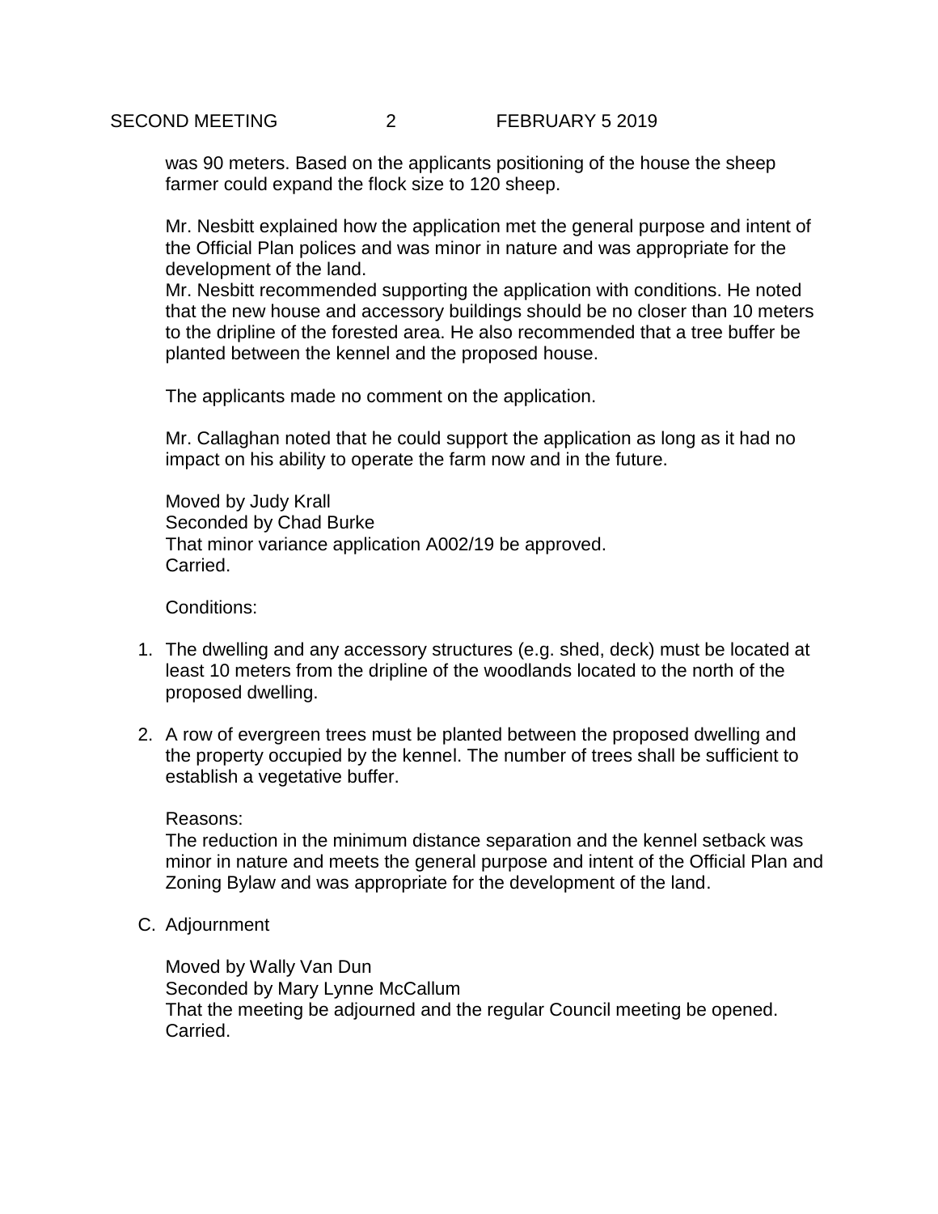was 90 meters. Based on the applicants positioning of the house the sheep farmer could expand the flock size to 120 sheep.

Mr. Nesbitt explained how the application met the general purpose and intent of the Official Plan polices and was minor in nature and was appropriate for the development of the land.

Mr. Nesbitt recommended supporting the application with conditions. He noted that the new house and accessory buildings should be no closer than 10 meters to the dripline of the forested area. He also recommended that a tree buffer be planted between the kennel and the proposed house.

The applicants made no comment on the application.

Mr. Callaghan noted that he could support the application as long as it had no impact on his ability to operate the farm now and in the future.

Moved by Judy Krall
Seconded by Chad Burke
That minor variance application A002/19 be approved.
Carried.

Conditions:

1. The dwelling and any accessory structures (e.g. shed, deck) must be located at least 10 meters from the dripline of the woodlands located to the north of the proposed dwelling.

2. A row of evergreen trees must be planted between the proposed dwelling and the property occupied by the kennel. The number of trees shall be sufficient to establish a vegetative buffer.

Reasons:
The reduction in the minimum distance separation and the kennel setback was minor in nature and meets the general purpose and intent of the Official Plan and Zoning Bylaw and was appropriate for the development of the land.

C. Adjournment

Moved by Wally Van Dun
Seconded by Mary Lynne McCallum
That the meeting be adjourned and the regular Council meeting be opened.
Carried.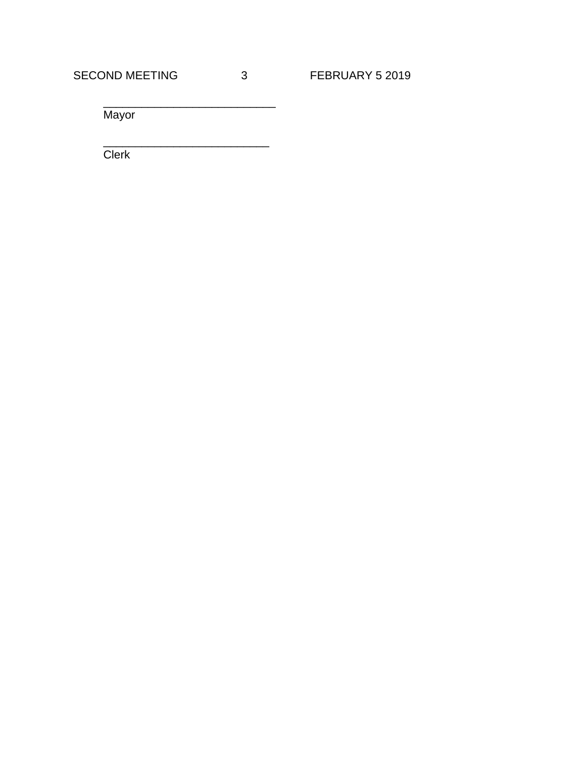___________________________
Mayor

__________________________
Clerk